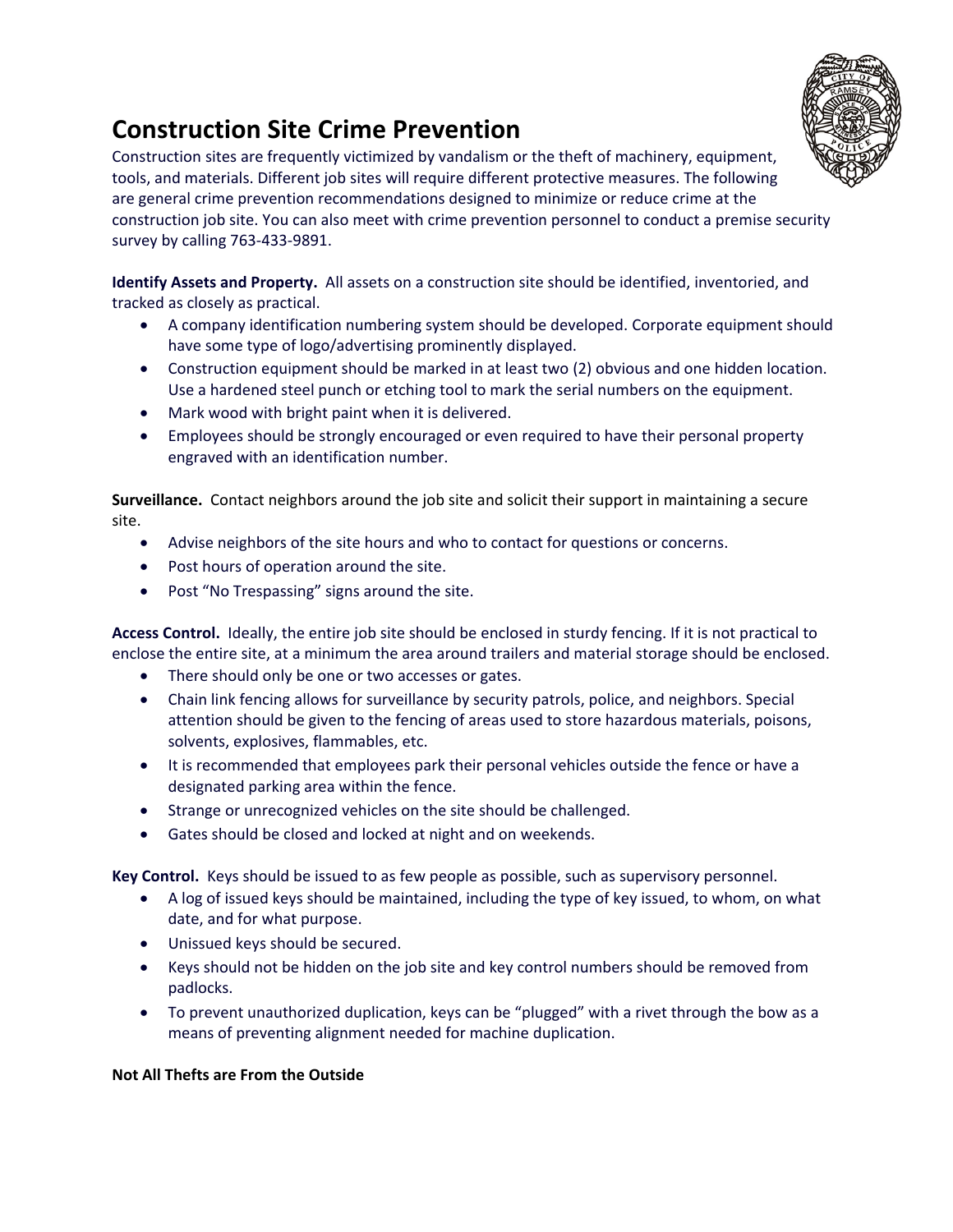# Construction Site Crime Prevention

Construction sites are frequently victimized by vandalism or the theft of machinery, equipment, tools, and materials. Different job sites will require different protective measures. The following are general crime prevention recommendations designed to minimize or reduce crime at the construction job site. You can also meet with crime prevention personnel to conduct a premise security survey by calling 763-433-9891.

**Identify Assets and Property.** All assets on a construction site should be identified, inventoried, and tracked as closely as practical.

- A company identification numbering system should be developed. Corporate equipment should have some type of logo/advertising prominently displayed.
- Construction equipment should be marked in at least two (2) obvious and one hidden location. Use a hardened steel punch or etching tool to mark the serial numbers on the equipment.
- Mark wood with bright paint when it is delivered.
- Employees should be strongly encouraged or even required to have their personal property engraved with an identification number.

**Surveillance.** Contact neighbors around the job site and solicit their support in maintaining a secure site.

- Advise neighbors of the site hours and who to contact for questions or concerns.
- Post hours of operation around the site.
- Post "No Trespassing" signs around the site.

**Access Control.** Ideally, the entire job site should be enclosed in sturdy fencing. If it is not practical to enclose the entire site, at a minimum the area around trailers and material storage should be enclosed.

- There should only be one or two accesses or gates.
- Chain link fencing allows for surveillance by security patrols, police, and neighbors. Special attention should be given to the fencing of areas used to store hazardous materials, poisons, solvents, explosives, flammables, etc.
- It is recommended that employees park their personal vehicles outside the fence or have a designated parking area within the fence.
- Strange or unrecognized vehicles on the site should be challenged.
- Gates should be closed and locked at night and on weekends.

**Key Control.** Keys should be issued to as few people as possible, such as supervisory personnel.

- A log of issued keys should be maintained, including the type of key issued, to whom, on what date, and for what purpose.
- Unissued keys should be secured.
- Keys should not be hidden on the job site and key control numbers should be removed from padlocks.
- To prevent unauthorized duplication, keys can be "plugged" with a rivet through the bow as a means of preventing alignment needed for machine duplication.

**Not All Thefts are From the Outside**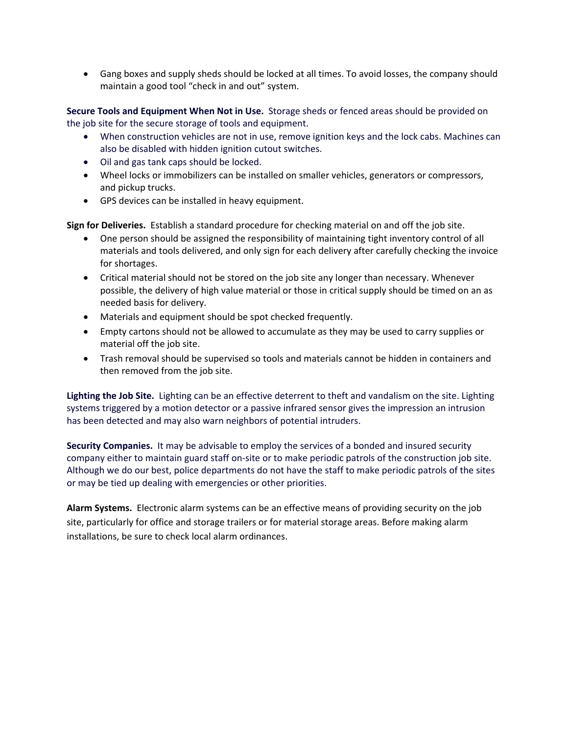- Gang boxes and supply sheds should be locked at all times. To avoid losses, the company should maintain a good tool "check in and out" system.

**Secure Tools and Equipment When Not in Use.** Storage sheds or fenced areas should be provided on the job site for the secure storage of tools and equipment.

- When construction vehicles are not in use, remove ignition keys and the lock cabs. Machines can also be disabled with hidden ignition cutout switches.
- Oil and gas tank caps should be locked.
- Wheel locks or immobilizers can be installed on smaller vehicles, generators or compressors, and pickup trucks.
- GPS devices can be installed in heavy equipment.

**Sign for Deliveries.** Establish a standard procedure for checking material on and off the job site.

- One person should be assigned the responsibility of maintaining tight inventory control of all materials and tools delivered, and only sign for each delivery after carefully checking the invoice for shortages.
- Critical material should not be stored on the job site any longer than necessary. Whenever possible, the delivery of high value material or those in critical supply should be timed on an as needed basis for delivery.
- Materials and equipment should be spot checked frequently.
- Empty cartons should not be allowed to accumulate as they may be used to carry supplies or material off the job site.
- Trash removal should be supervised so tools and materials cannot be hidden in containers and then removed from the job site.

**Lighting the Job Site.** Lighting can be an effective deterrent to theft and vandalism on the site. Lighting systems triggered by a motion detector or a passive infrared sensor gives the impression an intrusion has been detected and may also warn neighbors of potential intruders.

**Security Companies.** It may be advisable to employ the services of a bonded and insured security company either to maintain guard staff on-site or to make periodic patrols of the construction job site. Although we do our best, police departments do not have the staff to make periodic patrols of the sites or may be tied up dealing with emergencies or other priorities.

**Alarm Systems.** Electronic alarm systems can be an effective means of providing security on the job site, particularly for office and storage trailers or for material storage areas. Before making alarm installations, be sure to check local alarm ordinances.